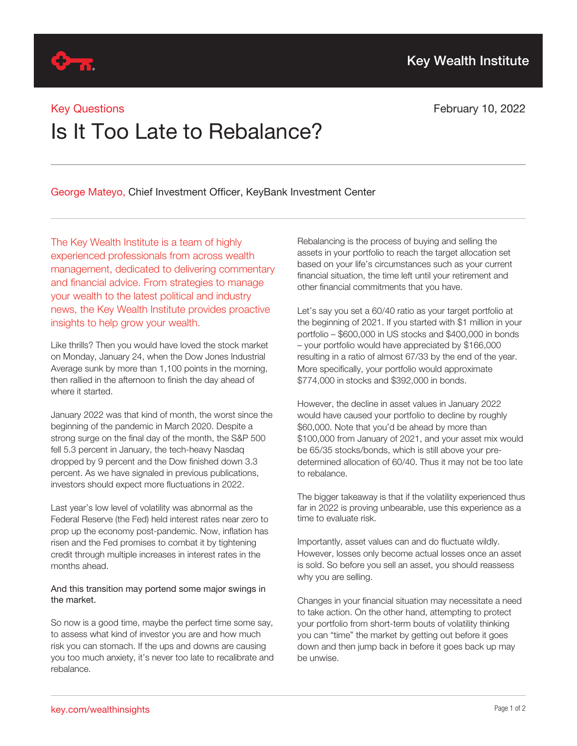Key Wealth Institute

Key Questions

February 10, 2022

# Is It Too Late to Rebalance?

George Mateyo, Chief Investment Officer, KeyBank Investment Center

The Key Wealth Institute is a team of highly experienced professionals from across wealth management, dedicated to delivering commentary and financial advice. From strategies to manage your wealth to the latest political and industry news, the Key Wealth Institute provides proactive insights to help grow your wealth.

Like thrills? Then you would have loved the stock market on Monday, January 24, when the Dow Jones Industrial Average sunk by more than 1,100 points in the morning, then rallied in the afternoon to finish the day ahead of where it started.

January 2022 was that kind of month, the worst since the beginning of the pandemic in March 2020. Despite a strong surge on the final day of the month, the S&P 500 fell 5.3 percent in January, the tech-heavy Nasdaq dropped by 9 percent and the Dow finished down 3.3 percent. As we have signaled in previous publications, investors should expect more fluctuations in 2022.

Last year's low level of volatility was abnormal as the Federal Reserve (the Fed) held interest rates near zero to prop up the economy post-pandemic. Now, inflation has risen and the Fed promises to combat it by tightening credit through multiple increases in interest rates in the months ahead.

And this transition may portend some major swings in the market.

So now is a good time, maybe the perfect time some say, to assess what kind of investor you are and how much risk you can stomach. If the ups and downs are causing you too much anxiety, it's never too late to recalibrate and rebalance.

Rebalancing is the process of buying and selling the assets in your portfolio to reach the target allocation set based on your life's circumstances such as your current financial situation, the time left until your retirement and other financial commitments that you have.

Let's say you set a 60/40 ratio as your target portfolio at the beginning of 2021. If you started with $1 million in your portfolio – $600,000 in US stocks and $400,000 in bonds – your portfolio would have appreciated by $166,000 resulting in a ratio of almost 67/33 by the end of the year. More specifically, your portfolio would approximate $774,000 in stocks and $392,000 in bonds.

However, the decline in asset values in January 2022 would have caused your portfolio to decline by roughly $60,000. Note that you'd be ahead by more than $100,000 from January of 2021, and your asset mix would be 65/35 stocks/bonds, which is still above your pre-determined allocation of 60/40. Thus it may not be too late to rebalance.

The bigger takeaway is that if the volatility experienced thus far in 2022 is proving unbearable, use this experience as a time to evaluate risk.

Importantly, asset values can and do fluctuate wildly. However, losses only become actual losses once an asset is sold. So before you sell an asset, you should reassess why you are selling.

Changes in your financial situation may necessitate a need to take action. On the other hand, attempting to protect your portfolio from short-term bouts of volatility thinking you can "time" the market by getting out before it goes down and then jump back in before it goes back up may be unwise.

key.com/wealthinsights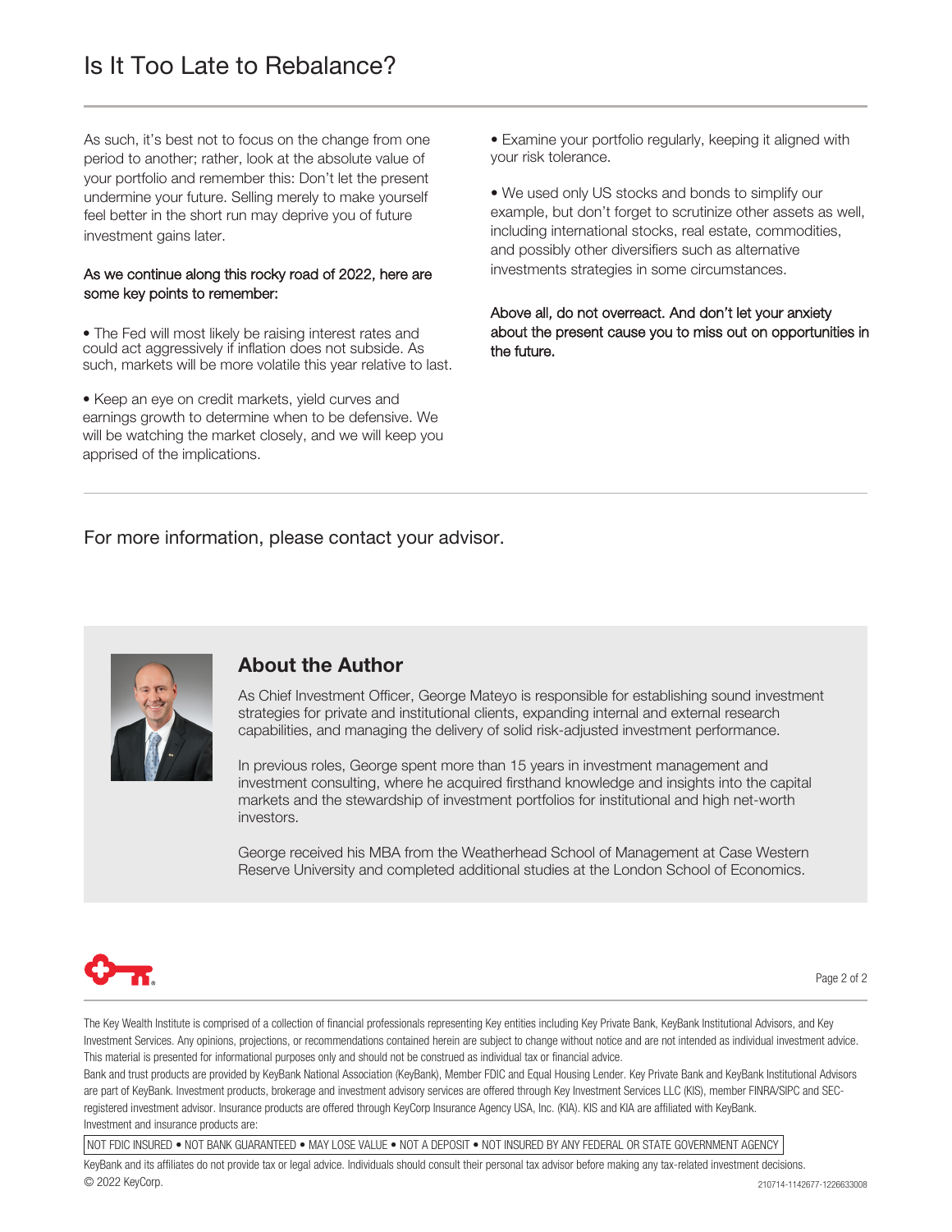# Is It Too Late to Rebalance?

As such, it's best not to focus on the change from one period to another; rather, look at the absolute value of your portfolio and remember this: Don't let the present undermine your future. Selling merely to make yourself feel better in the short run may deprive you of future investment gains later.

**As we continue along this rocky road of 2022, here are some key points to remember:**

- The Fed will most likely be raising interest rates and could act aggressively if inflation does not subside. As such, markets will be more volatile this year relative to last.
- Keep an eye on credit markets, yield curves and earnings growth to determine when to be defensive. We will be watching the market closely, and we will keep you apprised of the implications.
- Examine your portfolio regularly, keeping it aligned with your risk tolerance.
- We used only US stocks and bonds to simplify our example, but don't forget to scrutinize other assets as well, including international stocks, real estate, commodities, and possibly other diversifiers such as alternative investments strategies in some circumstances.

**Above all, do not overreact. And don't let your anxiety about the present cause you to miss out on opportunities in the future.**

For more information, please contact your advisor.

## About the Author

As Chief Investment Officer, George Mateyo is responsible for establishing sound investment strategies for private and institutional clients, expanding internal and external research capabilities, and managing the delivery of solid risk-adjusted investment performance.

In previous roles, George spent more than 15 years in investment management and investment consulting, where he acquired firsthand knowledge and insights into the capital markets and the stewardship of investment portfolios for institutional and high net-worth investors.

George received his MBA from the Weatherhead School of Management at Case Western Reserve University and completed additional studies at the London School of Economics.

The Key Wealth Institute is comprised of a collection of financial professionals representing Key entities including Key Private Bank, KeyBank Institutional Advisors, and Key Investment Services. Any opinions, projections, or recommendations contained herein are subject to change without notice and are not intended as individual investment advice. This material is presented for informational purposes only and should not be construed as individual tax or financial advice.

Bank and trust products are provided by KeyBank National Association (KeyBank), Member FDIC and Equal Housing Lender. Key Private Bank and KeyBank Institutional Advisors are part of KeyBank. Investment products, brokerage and investment advisory services are offered through Key Investment Services LLC (KIS), member FINRA/SIPC and SEC-registered investment advisor. Insurance products are offered through KeyCorp Insurance Agency USA, Inc. (KIA). KIS and KIA are affiliated with KeyBank.

Investment and insurance products are:

NOT FDIC INSURED • NOT BANK GUARANTEED • MAY LOSE VALUE • NOT A DEPOSIT • NOT INSURED BY ANY FEDERAL OR STATE GOVERNMENT AGENCY

KeyBank and its affiliates do not provide tax or legal advice. Individuals should consult their personal tax advisor before making any tax-related investment decisions.

© 2022 KeyCorp.

210714-1142677-1226633008